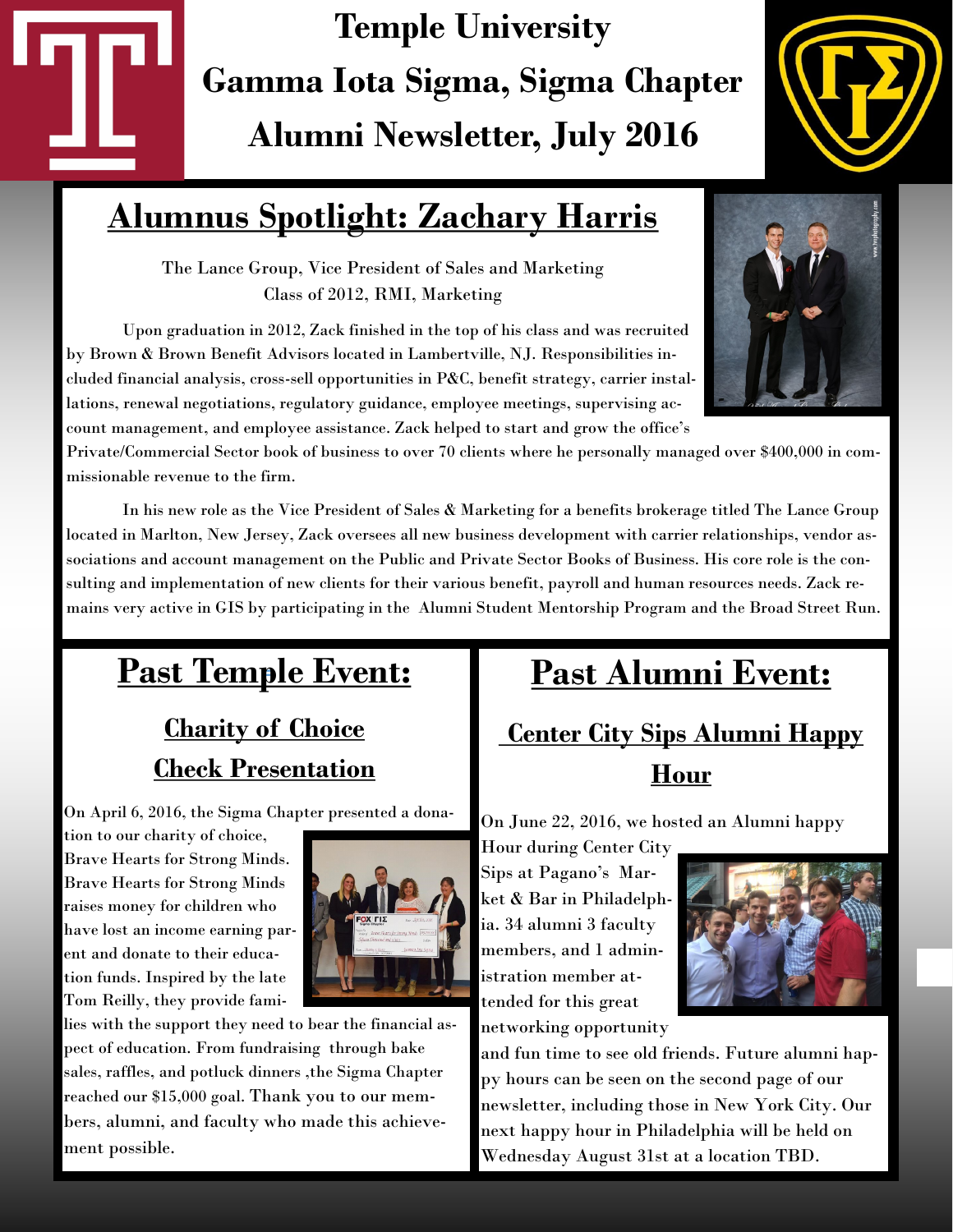# Temple University

# Gamma Iota Sigma, Sigma Chapter

# Alumni Newsletter, July 2016

## Alumnus Spotlight: Zachary Harris

The Lance Group, Vice President of Sales and Marketing
Class of 2012, RMI, Marketing

Upon graduation in 2012, Zack finished in the top of his class and was recruited by Brown & Brown Benefit Advisors located in Lambertville, NJ. Responsibilities included financial analysis, cross-sell opportunities in P&C, benefit strategy, carrier installations, renewal negotiations, regulatory guidance, employee meetings, supervising account management, and employee assistance. Zack helped to start and grow the office's Private/Commercial Sector book of business to over 70 clients where he personally managed over $400,000 in commissionable revenue to the firm.

In his new role as the Vice President of Sales & Marketing for a benefits brokerage titled The Lance Group located in Marlton, New Jersey, Zack oversees all new business development with carrier relationships, vendor associations and account management on the Public and Private Sector Books of Business. His core role is the consulting and implementation of new clients for their various benefit, payroll and human resources needs. Zack remains very active in GIS by participating in the Alumni Student Mentorship Program and the Broad Street Run.

## Past Temple Event:

### Charity of Choice Check Presentation

On April 6, 2016, the Sigma Chapter presented a donation to our charity of choice, Brave Hearts for Strong Minds. Brave Hearts for Strong Minds raises money for children who have lost an income earning parent and donate to their education funds. Inspired by the late Tom Reilly, they provide families with the support they need to bear the financial aspect of education. From fundraising through bake sales, raffles, and potluck dinners ,the Sigma Chapter reached our $15,000 goal. Thank you to our members, alumni, and faculty who made this achievement possible.

## Past Alumni Event:

### Center City Sips Alumni Happy Hour

On June 22, 2016, we hosted an Alumni happy Hour during Center City Sips at Pagano's Market & Bar in Philadelphia. 34 alumni 3 faculty members, and 1 administration member attended for this great networking opportunity and fun time to see old friends. Future alumni happy hours can be seen on the second page of our newsletter, including those in New York City. Our next happy hour in Philadelphia will be held on Wednesday August 31st at a location TBD.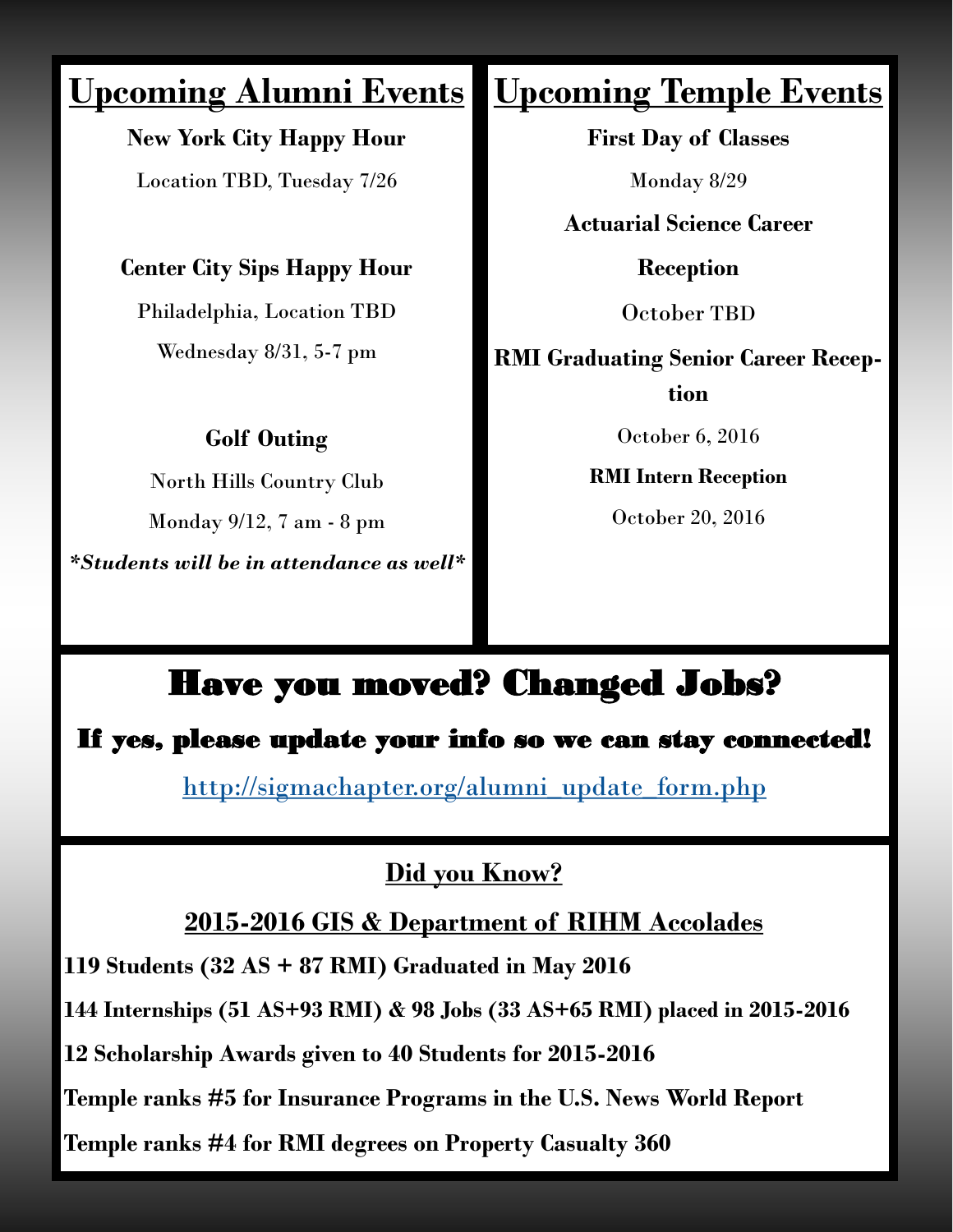## Upcoming Alumni Events

**New York City Happy Hour**

Location TBD, Tuesday 7/26

**Center City Sips Happy Hour**

Philadelphia, Location TBD

Wednesday 8/31, 5-7 pm

**Golf Outing**

North Hills Country Club

Monday 9/12, 7 am - 8 pm

***Students will be in attendance as well***

## Upcoming Temple Events

**First Day of Classes**

Monday 8/29

**Actuarial Science Career Reception**

October TBD

**RMI Graduating Senior Career Reception**

October 6, 2016

**RMI Intern Reception**

October 20, 2016

# Have you moved? Changed Jobs?

## If yes, please update your info so we can stay connected!

[http://sigmachapter.org/alumni_update_form.php](http://sigmachapter.org/alumni_update_form.php)

## Did you Know?

### 2015-2016 GIS & Department of RIHM Accolades

**119 Students (32 AS + 87 RMI) Graduated in May 2016**

**144 Internships (51 AS+93 RMI) & 98 Jobs (33 AS+65 RMI) placed in 2015-2016**

**12 Scholarship Awards given to 40 Students for 2015-2016**

**Temple ranks #5 for Insurance Programs in the U.S. News World Report**

**Temple ranks #4 for RMI degrees on Property Casualty 360**